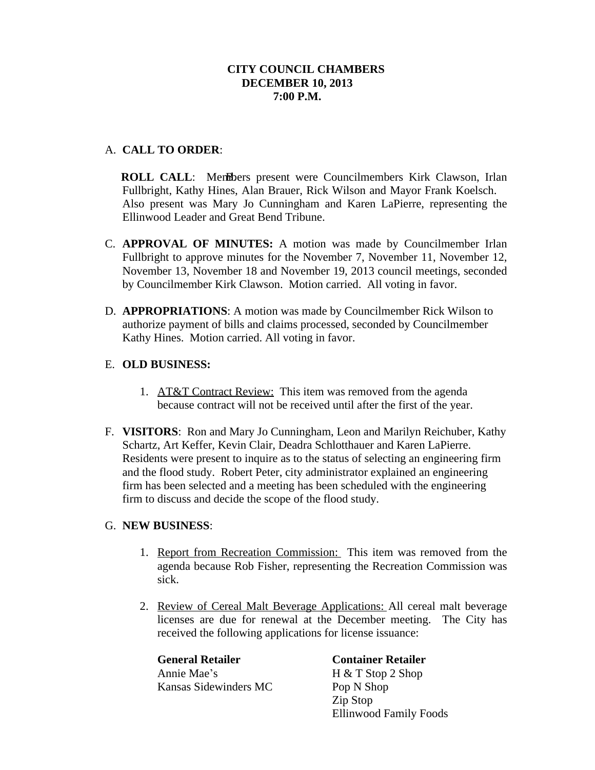**CITY COUNCIL CHAMBERS**
**DECEMBER 10, 2013**
**7:00 P.M.**

A. **CALL TO ORDER**:

**ROLL CALL**: Members present were Councilmembers Kirk Clawson, Irlan Fullbright, Kathy Hines, Alan Brauer, Rick Wilson and Mayor Frank Koelsch. Also present was Mary Jo Cunningham and Karen LaPierre, representing the Ellinwood Leader and Great Bend Tribune.

C. **APPROVAL OF MINUTES:** A motion was made by Councilmember Irlan Fullbright to approve minutes for the November 7, November 11, November 12, November 13, November 18 and November 19, 2013 council meetings, seconded by Councilmember Kirk Clawson. Motion carried. All voting in favor.

D. **APPROPRIATIONS**: A motion was made by Councilmember Rick Wilson to authorize payment of bills and claims processed, seconded by Councilmember Kathy Hines. Motion carried. All voting in favor.

E. **OLD BUSINESS:**

1. AT&T Contract Review: This item was removed from the agenda because contract will not be received until after the first of the year.

F. **VISITORS**: Ron and Mary Jo Cunningham, Leon and Marilyn Reichuber, Kathy Schartz, Art Keffer, Kevin Clair, Deadra Schlotthauer and Karen LaPierre. Residents were present to inquire as to the status of selecting an engineering firm and the flood study. Robert Peter, city administrator explained an engineering firm has been selected and a meeting has been scheduled with the engineering firm to discuss and decide the scope of the flood study.

G. **NEW BUSINESS**:

1. Report from Recreation Commission: This item was removed from the agenda because Rob Fisher, representing the Recreation Commission was sick.

2. Review of Cereal Malt Beverage Applications: All cereal malt beverage licenses are due for renewal at the December meeting. The City has received the following applications for license issuance:

| **General Retailer** | **Container Retailer** |
|---|---|
| Annie Mae's | H & T Stop 2 Shop |
| Kansas Sidewinders MC | Pop N Shop |
| | Zip Stop |
| | Ellinwood Family Foods |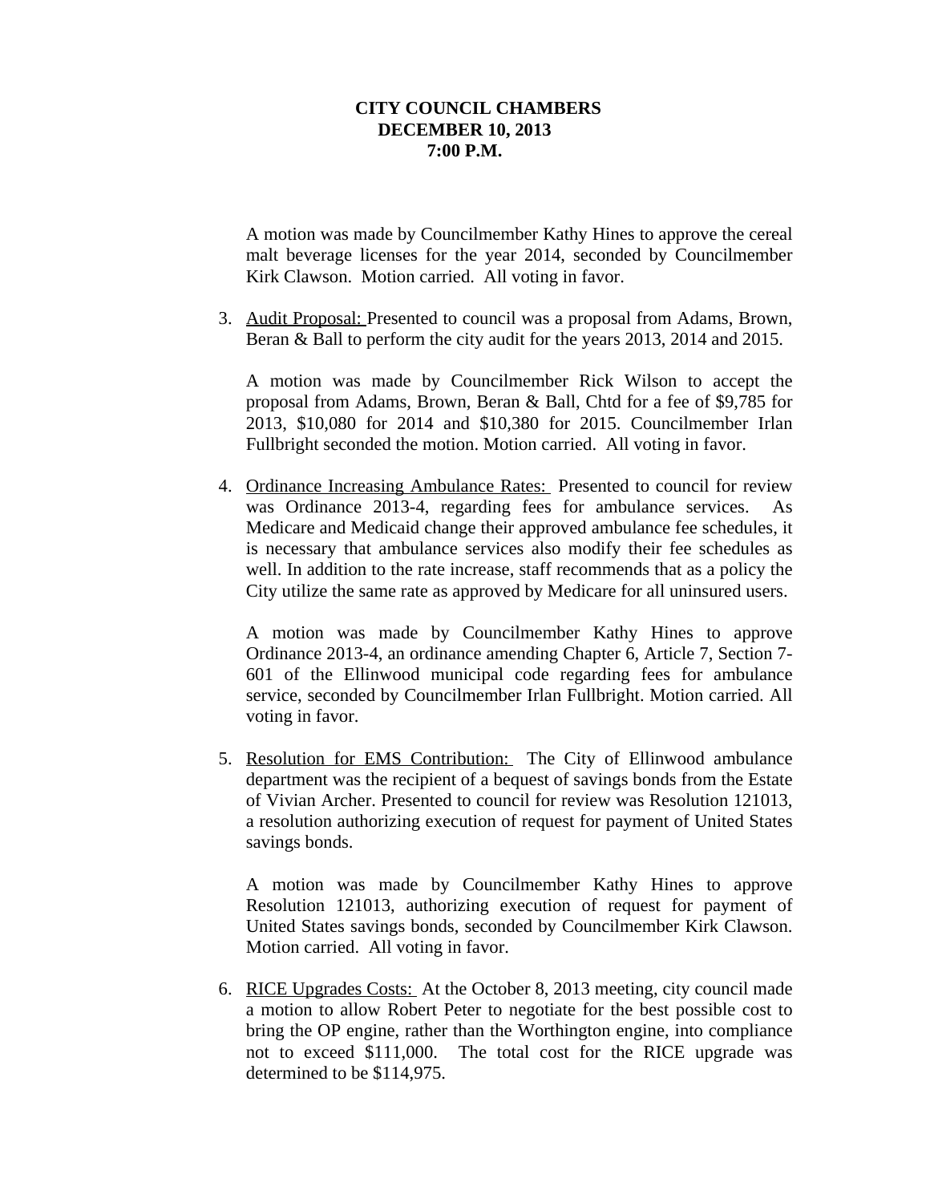**CITY COUNCIL CHAMBERS**
**DECEMBER 10, 2013**
**7:00 P.M.**

A motion was made by Councilmember Kathy Hines to approve the cereal malt beverage licenses for the year 2014, seconded by Councilmember Kirk Clawson. Motion carried. All voting in favor.

3. Audit Proposal: Presented to council was a proposal from Adams, Brown, Beran & Ball to perform the city audit for the years 2013, 2014 and 2015.

   A motion was made by Councilmember Rick Wilson to accept the proposal from Adams, Brown, Beran & Ball, Chtd for a fee of $9,785 for 2013, $10,080 for 2014 and $10,380 for 2015. Councilmember Irlan Fullbright seconded the motion. Motion carried. All voting in favor.

4. Ordinance Increasing Ambulance Rates: Presented to council for review was Ordinance 2013-4, regarding fees for ambulance services. As Medicare and Medicaid change their approved ambulance fee schedules, it is necessary that ambulance services also modify their fee schedules as well. In addition to the rate increase, staff recommends that as a policy the City utilize the same rate as approved by Medicare for all uninsured users.

   A motion was made by Councilmember Kathy Hines to approve Ordinance 2013-4, an ordinance amending Chapter 6, Article 7, Section 7-601 of the Ellinwood municipal code regarding fees for ambulance service, seconded by Councilmember Irlan Fullbright. Motion carried. All voting in favor.

5. Resolution for EMS Contribution: The City of Ellinwood ambulance department was the recipient of a bequest of savings bonds from the Estate of Vivian Archer. Presented to council for review was Resolution 121013, a resolution authorizing execution of request for payment of United States savings bonds.

   A motion was made by Councilmember Kathy Hines to approve Resolution 121013, authorizing execution of request for payment of United States savings bonds, seconded by Councilmember Kirk Clawson. Motion carried. All voting in favor.

6. RICE Upgrades Costs: At the October 8, 2013 meeting, city council made a motion to allow Robert Peter to negotiate for the best possible cost to bring the OP engine, rather than the Worthington engine, into compliance not to exceed $111,000. The total cost for the RICE upgrade was determined to be $114,975.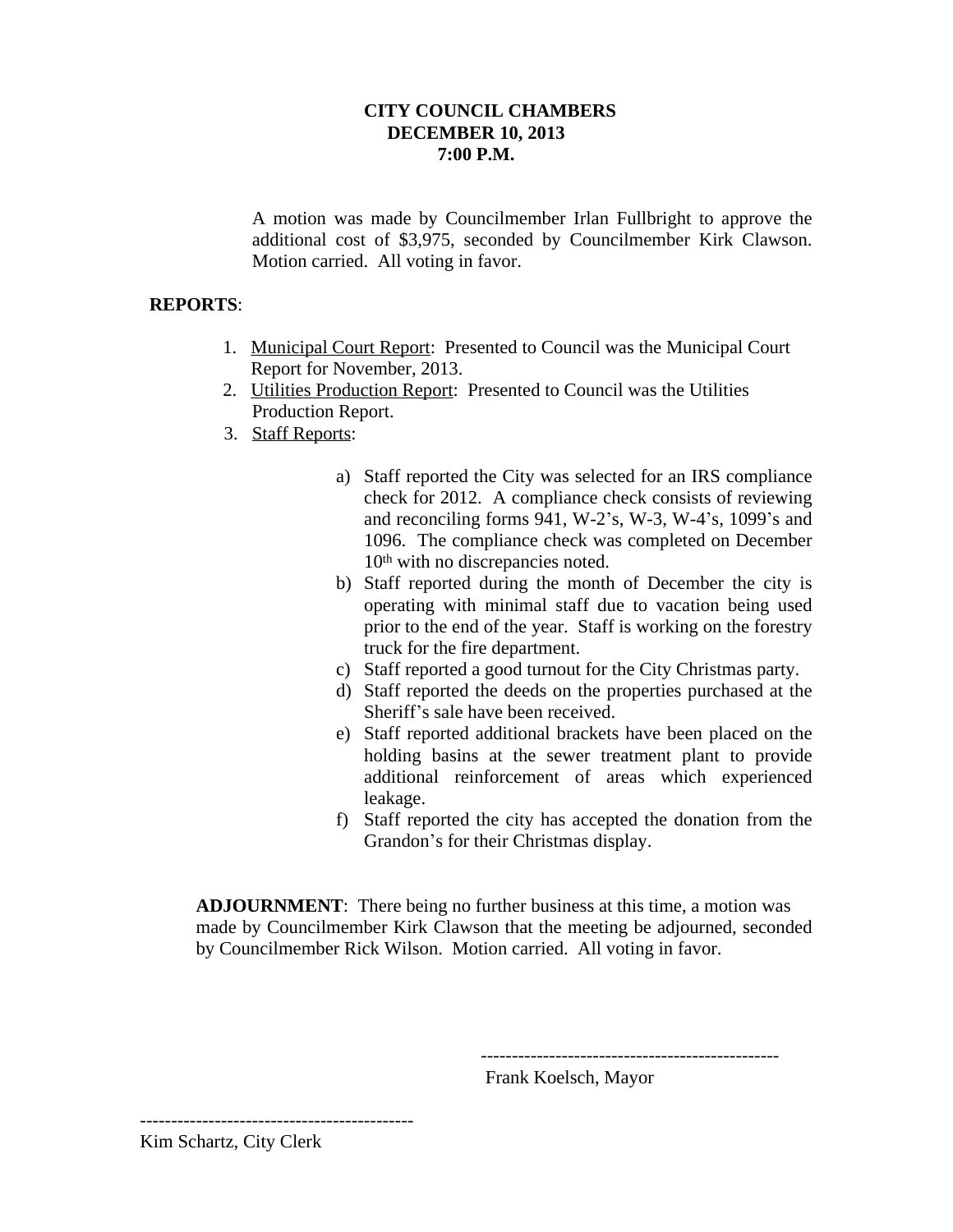**CITY COUNCIL CHAMBERS**
**DECEMBER 10, 2013**
**7:00 P.M.**

A motion was made by Councilmember Irlan Fullbright to approve the additional cost of $3,975, seconded by Councilmember Kirk Clawson. Motion carried. All voting in favor.

**REPORTS**:

1. Municipal Court Report: Presented to Council was the Municipal Court Report for November, 2013.
2. Utilities Production Report: Presented to Council was the Utilities Production Report.
3. Staff Reports:

   a) Staff reported the City was selected for an IRS compliance check for 2012. A compliance check consists of reviewing and reconciling forms 941, W-2's, W-3, W-4's, 1099's and 1096. The compliance check was completed on December 10th with no discrepancies noted.

   b) Staff reported during the month of December the city is operating with minimal staff due to vacation being used prior to the end of the year. Staff is working on the forestry truck for the fire department.

   c) Staff reported a good turnout for the City Christmas party.

   d) Staff reported the deeds on the properties purchased at the Sheriff's sale have been received.

   e) Staff reported additional brackets have been placed on the holding basins at the sewer treatment plant to provide additional reinforcement of areas which experienced leakage.

   f) Staff reported the city has accepted the donation from the Grandon's for their Christmas display.

**ADJOURNMENT**: There being no further business at this time, a motion was made by Councilmember Kirk Clawson that the meeting be adjourned, seconded by Councilmember Rick Wilson. Motion carried. All voting in favor.

------------------------------------------------
Frank Koelsch, Mayor

--------------------------------------------
Kim Schartz, City Clerk